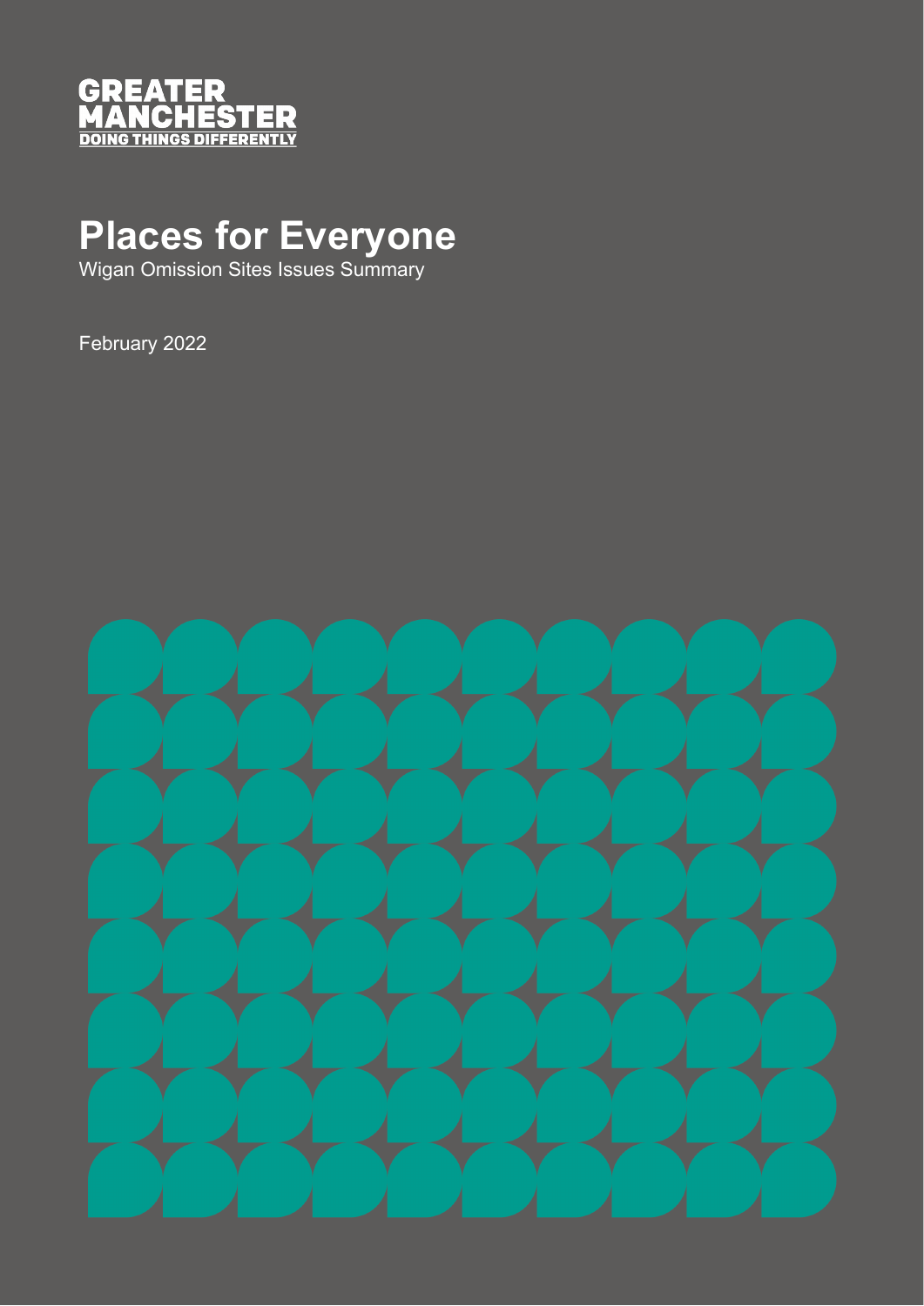GREATER MANCHESTER
DOING THINGS DIFFERENTLY

# Places for Everyone

Wigan Omission Sites Issues Summary

February 2022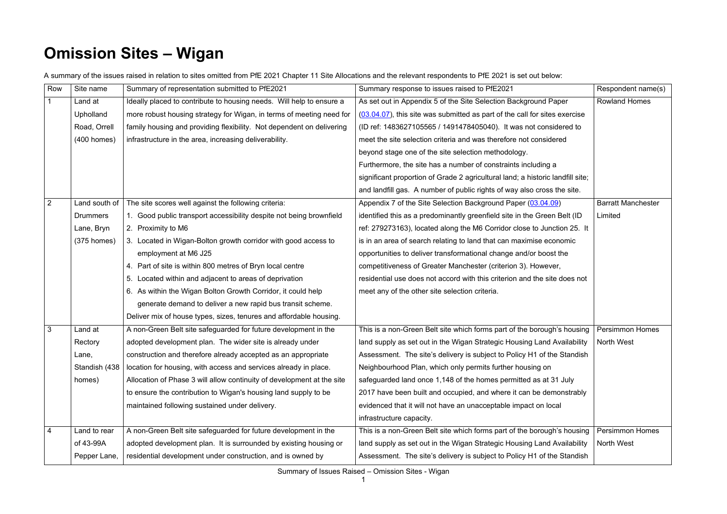# Omission Sites – Wigan

A summary of the issues raised in relation to sites omitted from PfE 2021 Chapter 11 Site Allocations and the relevant respondents to PfE 2021 is set out below:

| Row | Site name | Summary of representation submitted to PfE2021 | Summary response to issues raised to PfE2021 | Respondent name(s) |
|---|---|---|---|---|
| 1 | Land at Upholland Road, Orrell (400 homes) | Ideally placed to contribute to housing needs. Will help to ensure a more robust housing strategy for Wigan, in terms of meeting need for family housing and providing flexibility. Not dependent on delivering infrastructure in the area, increasing deliverability. | As set out in Appendix 5 of the Site Selection Background Paper (03.04.07), this site was submitted as part of the call for sites exercise (ID ref: 1483627105565 / 1491478405040). It was not considered to meet the site selection criteria and was therefore not considered beyond stage one of the site selection methodology.<br>Furthermore, the site has a number of constraints including a significant proportion of Grade 2 agricultural land; a historic landfill site; and landfill gas. A number of public rights of way also cross the site. | Rowland Homes |
| 2 | Land south of Drummers Lane, Bryn (375 homes) | The site scores well against the following criteria:<br>1. Good public transport accessibility despite not being brownfield<br>2. Proximity to M6<br>3. Located in Wigan-Bolton growth corridor with good access to employment at M6 J25<br>4. Part of site is within 800 metres of Bryn local centre<br>5. Located within and adjacent to areas of deprivation<br>6. As within the Wigan Bolton Growth Corridor, it could help generate demand to deliver a new rapid bus transit scheme.<br>Deliver mix of house types, sizes, tenures and affordable housing. | Appendix 7 of the Site Selection Background Paper (03.04.09) identified this as a predominantly greenfield site in the Green Belt (ID ref: 279273163), located along the M6 Corridor close to Junction 25. It is in an area of search relating to land that can maximise economic opportunities to deliver transformational change and/or boost the competitiveness of Greater Manchester (criterion 3). However, residential use does not accord with this criterion and the site does not meet any of the other site selection criteria. | Barratt Manchester Limited |
| 3 | Land at Rectory Lane, Standish (438 homes) | A non-Green Belt site safeguarded for future development in the adopted development plan. The wider site is already under construction and therefore already accepted as an appropriate location for housing, with access and services already in place. Allocation of Phase 3 will allow continuity of development at the site to ensure the contribution to Wigan's housing land supply to be maintained following sustained under delivery. | This is a non-Green Belt site which forms part of the borough's housing land supply as set out in the Wigan Strategic Housing Land Availability Assessment. The site's delivery is subject to Policy H1 of the Standish Neighbourhood Plan, which only permits further housing on safeguarded land once 1,148 of the homes permitted as at 31 July 2017 have been built and occupied, and where it can be demonstrably evidenced that it will not have an unacceptable impact on local infrastructure capacity. | Persimmon Homes North West |
| 4 | Land to rear of 43-99A Pepper Lane, | A non-Green Belt site safeguarded for future development in the adopted development plan. It is surrounded by existing housing or residential development under construction, and is owned by | This is a non-Green Belt site which forms part of the borough's housing land supply as set out in the Wigan Strategic Housing Land Availability Assessment. The site's delivery is subject to Policy H1 of the Standish | Persimmon Homes North West |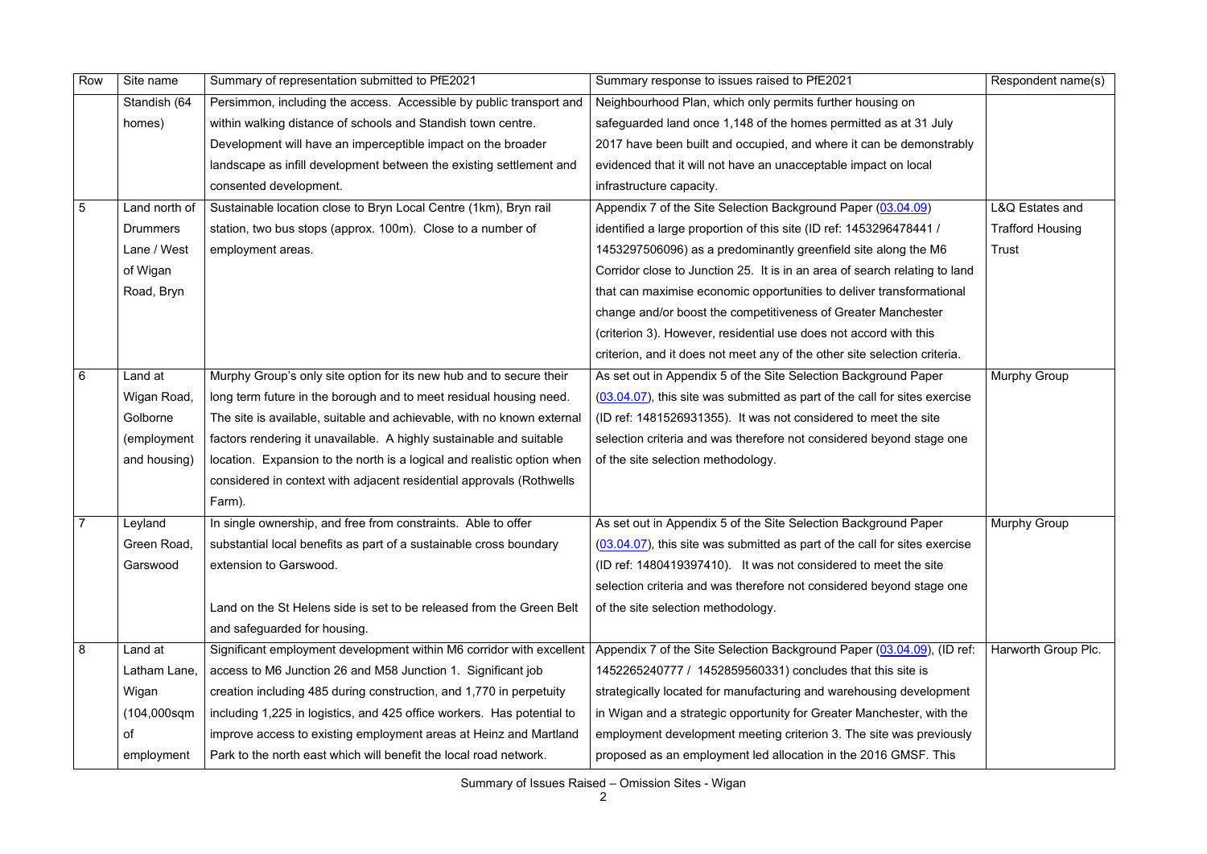| Row | Site name | Summary of representation submitted to PfE2021 | Summary response to issues raised to PfE2021 | Respondent name(s) |
|---|---|---|---|---|
| | Standish (64 homes) | Persimmon, including the access. Accessible by public transport and within walking distance of schools and Standish town centre. Development will have an imperceptible impact on the broader landscape as infill development between the existing settlement and consented development. | Neighbourhood Plan, which only permits further housing on safeguarded land once 1,148 of the homes permitted as at 31 July 2017 have been built and occupied, and where it can be demonstrably evidenced that it will not have an unacceptable impact on local infrastructure capacity. | |
| 5 | Land north of Drummers Lane / West of Wigan Road, Bryn | Sustainable location close to Bryn Local Centre (1km), Bryn rail station, two bus stops (approx. 100m). Close to a number of employment areas. | Appendix 7 of the Site Selection Background Paper (03.04.09) identified a large proportion of this site (ID ref: 1453296478441 / 1453297506096) as a predominantly greenfield site along the M6 Corridor close to Junction 25. It is in an area of search relating to land that can maximise economic opportunities to deliver transformational change and/or boost the competitiveness of Greater Manchester (criterion 3). However, residential use does not accord with this criterion, and it does not meet any of the other site selection criteria. | L&Q Estates and Trafford Housing Trust |
| 6 | Land at Wigan Road, Golborne (employment and housing) | Murphy Group's only site option for its new hub and to secure their long term future in the borough and to meet residual housing need. The site is available, suitable and achievable, with no known external factors rendering it unavailable. A highly sustainable and suitable location. Expansion to the north is a logical and realistic option when considered in context with adjacent residential approvals (Rothwells Farm). | As set out in Appendix 5 of the Site Selection Background Paper (03.04.07), this site was submitted as part of the call for sites exercise (ID ref: 1481526931355). It was not considered to meet the site selection criteria and was therefore not considered beyond stage one of the site selection methodology. | Murphy Group |
| 7 | Leyland Green Road, Garswood | In single ownership, and free from constraints. Able to offer substantial local benefits as part of a sustainable cross boundary extension to Garswood.<br><br>Land on the St Helens side is set to be released from the Green Belt and safeguarded for housing. | As set out in Appendix 5 of the Site Selection Background Paper (03.04.07), this site was submitted as part of the call for sites exercise (ID ref: 1480419397410). It was not considered to meet the site selection criteria and was therefore not considered beyond stage one of the site selection methodology. | Murphy Group |
| 8 | Land at Latham Lane, Wigan (104,000sqm of employment | Significant employment development within M6 corridor with excellent access to M6 Junction 26 and M58 Junction 1. Significant job creation including 485 during construction, and 1,770 in perpetuity including 1,225 in logistics, and 425 office workers. Has potential to improve access to existing employment areas at Heinz and Martland Park to the north east which will benefit the local road network. | Appendix 7 of the Site Selection Background Paper (03.04.09), (ID ref: 1452265240777 / 1452859560331) concludes that this site is strategically located for manufacturing and warehousing development in Wigan and a strategic opportunity for Greater Manchester, with the employment development meeting criterion 3. The site was previously proposed as an employment led allocation in the 2016 GMSF. This | Harworth Group Plc. |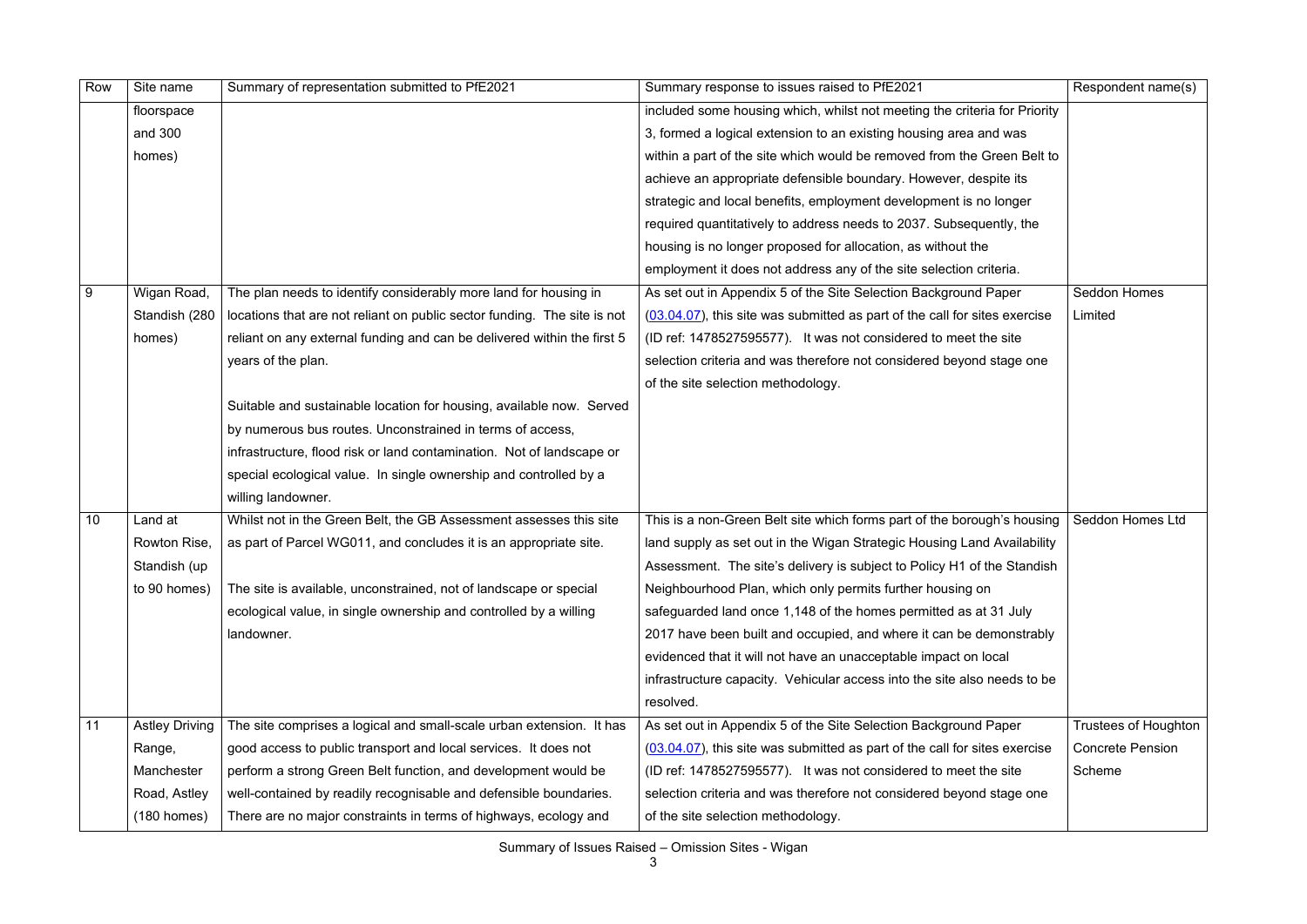| Row | Site name | Summary of representation submitted to PfE2021 | Summary response to issues raised to PfE2021 | Respondent name(s) |
|---|---|---|---|---|
| | floorspace and 300 homes) | | included some housing which, whilst not meeting the criteria for Priority 3, formed a logical extension to an existing housing area and was within a part of the site which would be removed from the Green Belt to achieve an appropriate defensible boundary. However, despite its strategic and local benefits, employment development is no longer required quantitatively to address needs to 2037. Subsequently, the housing is no longer proposed for allocation, as without the employment it does not address any of the site selection criteria. | |
| 9 | Wigan Road, Standish (280 homes) | The plan needs to identify considerably more land for housing in locations that are not reliant on public sector funding. The site is not reliant on any external funding and can be delivered within the first 5 years of the plan.<br><br>Suitable and sustainable location for housing, available now. Served by numerous bus routes. Unconstrained in terms of access, infrastructure, flood risk or land contamination. Not of landscape or special ecological value. In single ownership and controlled by a willing landowner. | As set out in Appendix 5 of the Site Selection Background Paper (03.04.07), this site was submitted as part of the call for sites exercise (ID ref: 1478527595577). It was not considered to meet the site selection criteria and was therefore not considered beyond stage one of the site selection methodology. | Seddon Homes Limited |
| 10 | Land at Rowton Rise, Standish (up to 90 homes) | Whilst not in the Green Belt, the GB Assessment assesses this site as part of Parcel WG011, and concludes it is an appropriate site.<br><br>The site is available, unconstrained, not of landscape or special ecological value, in single ownership and controlled by a willing landowner. | This is a non-Green Belt site which forms part of the borough's housing land supply as set out in the Wigan Strategic Housing Land Availability Assessment. The site's delivery is subject to Policy H1 of the Standish Neighbourhood Plan, which only permits further housing on safeguarded land once 1,148 of the homes permitted as at 31 July 2017 have been built and occupied, and where it can be demonstrably evidenced that it will not have an unacceptable impact on local infrastructure capacity. Vehicular access into the site also needs to be resolved. | Seddon Homes Ltd |
| 11 | Astley Driving Range, Manchester Road, Astley (180 homes) | The site comprises a logical and small-scale urban extension. It has good access to public transport and local services. It does not perform a strong Green Belt function, and development would be well-contained by readily recognisable and defensible boundaries. There are no major constraints in terms of highways, ecology and | As set out in Appendix 5 of the Site Selection Background Paper (03.04.07), this site was submitted as part of the call for sites exercise (ID ref: 1478527595577). It was not considered to meet the site selection criteria and was therefore not considered beyond stage one of the site selection methodology. | Trustees of Houghton Concrete Pension Scheme |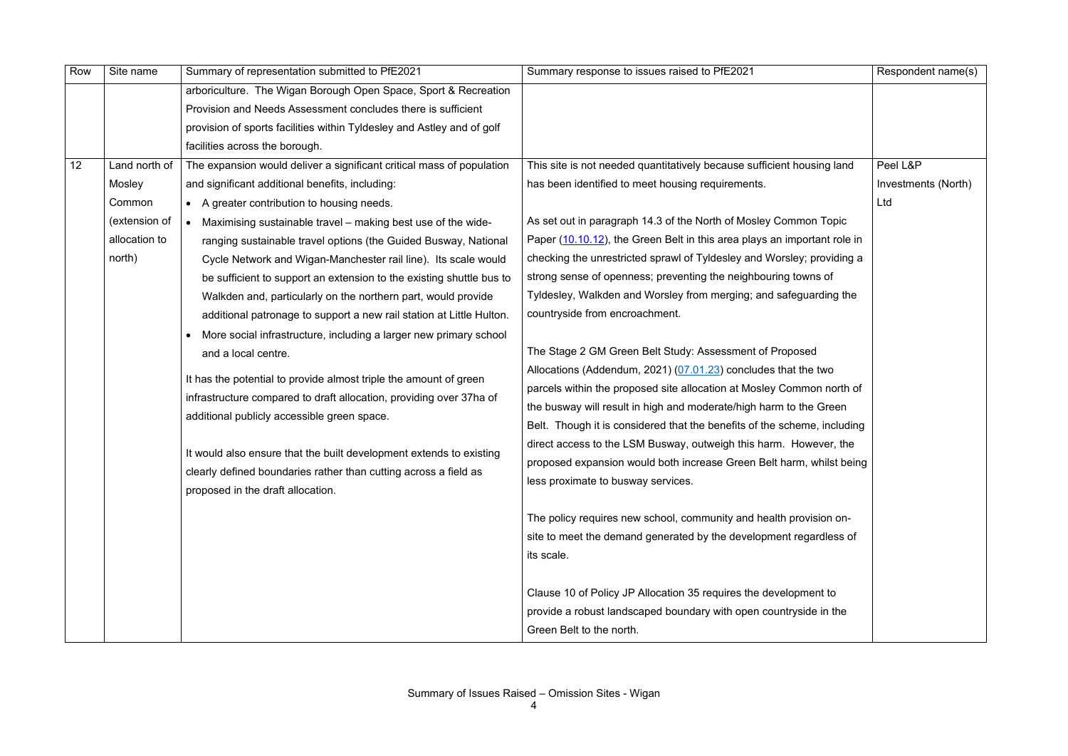| Row | Site name | Summary of representation submitted to PfE2021 | Summary response to issues raised to PfE2021 | Respondent name(s) |
|---|---|---|---|---|
| | | arboriculture. The Wigan Borough Open Space, Sport & Recreation Provision and Needs Assessment concludes there is sufficient provision of sports facilities within Tyldesley and Astley and of golf facilities across the borough. | | |
| 12 | Land north of Mosley Common (extension of allocation to north) | The expansion would deliver a significant critical mass of population and significant additional benefits, including:<br>• A greater contribution to housing needs.<br>• Maximising sustainable travel – making best use of the wide-ranging sustainable travel options (the Guided Busway, National Cycle Network and Wigan-Manchester rail line). Its scale would be sufficient to support an extension to the existing shuttle bus to Walkden and, particularly on the northern part, would provide additional patronage to support a new rail station at Little Hulton.<br>• More social infrastructure, including a larger new primary school and a local centre.<br><br>It has the potential to provide almost triple the amount of green infrastructure compared to draft allocation, providing over 37ha of additional publicly accessible green space.<br><br>It would also ensure that the built development extends to existing clearly defined boundaries rather than cutting across a field as proposed in the draft allocation. | This site is not needed quantitatively because sufficient housing land has been identified to meet housing requirements.<br><br>As set out in paragraph 14.3 of the North of Mosley Common Topic Paper (10.10.12), the Green Belt in this area plays an important role in checking the unrestricted sprawl of Tyldesley and Worsley; providing a strong sense of openness; preventing the neighbouring towns of Tyldesley, Walkden and Worsley from merging; and safeguarding the countryside from encroachment.<br><br>The Stage 2 GM Green Belt Study: Assessment of Proposed Allocations (Addendum, 2021) (07.01.23) concludes that the two parcels within the proposed site allocation at Mosley Common north of the busway will result in high and moderate/high harm to the Green Belt. Though it is considered that the benefits of the scheme, including direct access to the LSM Busway, outweigh this harm. However, the proposed expansion would both increase Green Belt harm, whilst being less proximate to busway services.<br><br>The policy requires new school, community and health provision on-site to meet the demand generated by the development regardless of its scale.<br><br>Clause 10 of Policy JP Allocation 35 requires the development to provide a robust landscaped boundary with open countryside in the Green Belt to the north. | Peel L&P Investments (North) Ltd |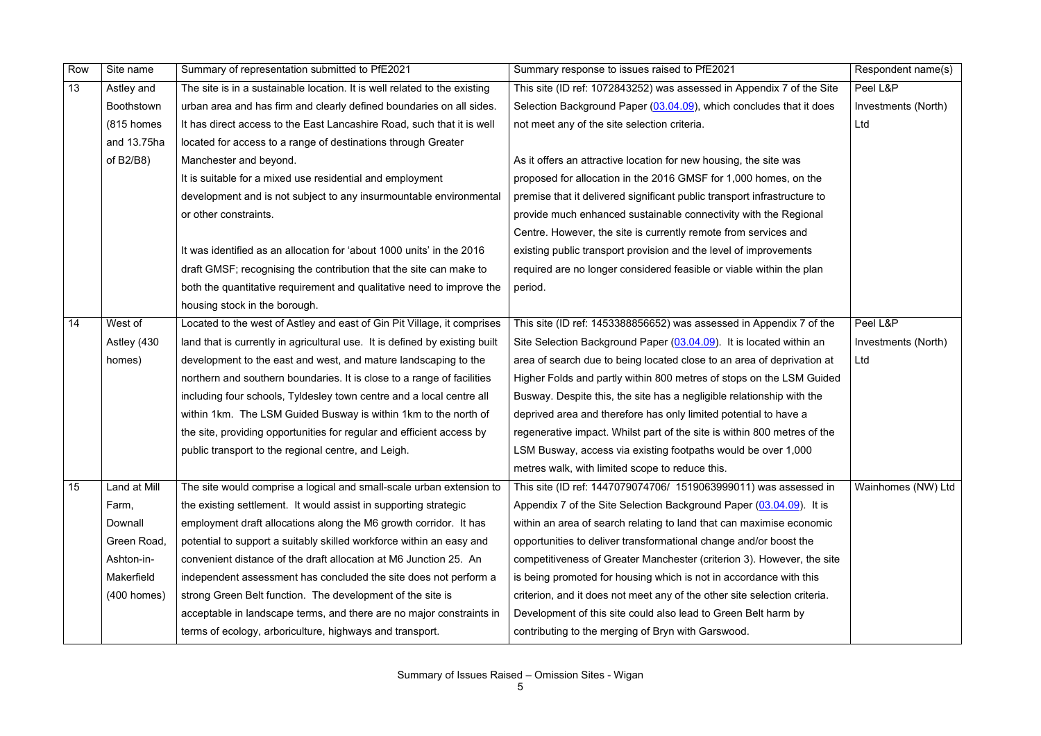| Row | Site name | Summary of representation submitted to PfE2021 | Summary response to issues raised to PfE2021 | Respondent name(s) |
|---|---|---|---|---|
| 13 | Astley and Boothstown (815 homes and 13.75ha of B2/B8) | The site is in a sustainable location. It is well related to the existing urban area and has firm and clearly defined boundaries on all sides. It has direct access to the East Lancashire Road, such that it is well located for access to a range of destinations through Greater Manchester and beyond.<br>It is suitable for a mixed use residential and employment development and is not subject to any insurmountable environmental or other constraints.<br><br>It was identified as an allocation for 'about 1000 units' in the 2016 draft GMSF; recognising the contribution that the site can make to both the quantitative requirement and qualitative need to improve the housing stock in the borough. | This site (ID ref: 1072843252) was assessed in Appendix 7 of the Site Selection Background Paper (03.04.09), which concludes that it does not meet any of the site selection criteria.<br><br>As it offers an attractive location for new housing, the site was proposed for allocation in the 2016 GMSF for 1,000 homes, on the premise that it delivered significant public transport infrastructure to provide much enhanced sustainable connectivity with the Regional Centre. However, the site is currently remote from services and existing public transport provision and the level of improvements required are no longer considered feasible or viable within the plan period. | Peel L&P Investments (North) Ltd |
| 14 | West of Astley (430 homes) | Located to the west of Astley and east of Gin Pit Village, it comprises land that is currently in agricultural use. It is defined by existing built development to the east and west, and mature landscaping to the northern and southern boundaries. It is close to a range of facilities including four schools, Tyldesley town centre and a local centre all within 1km. The LSM Guided Busway is within 1km to the north of the site, providing opportunities for regular and efficient access by public transport to the regional centre, and Leigh. | This site (ID ref: 1453388856652) was assessed in Appendix 7 of the Site Selection Background Paper (03.04.09). It is located within an area of search due to being located close to an area of deprivation at Higher Folds and partly within 800 metres of stops on the LSM Guided Busway. Despite this, the site has a negligible relationship with the deprived area and therefore has only limited potential to have a regenerative impact. Whilst part of the site is within 800 metres of the LSM Busway, access via existing footpaths would be over 1,000 metres walk, with limited scope to reduce this. | Peel L&P Investments (North) Ltd |
| 15 | Land at Mill Farm, Downall Green Road, Ashton-in-Makerfield (400 homes) | The site would comprise a logical and small-scale urban extension to the existing settlement. It would assist in supporting strategic employment draft allocations along the M6 growth corridor. It has potential to support a suitably skilled workforce within an easy and convenient distance of the draft allocation at M6 Junction 25. An independent assessment has concluded the site does not perform a strong Green Belt function. The development of the site is acceptable in landscape terms, and there are no major constraints in terms of ecology, arboriculture, highways and transport. | This site (ID ref: 1447079074706/ 1519063999011) was assessed in Appendix 7 of the Site Selection Background Paper (03.04.09). It is within an area of search relating to land that can maximise economic opportunities to deliver transformational change and/or boost the competitiveness of Greater Manchester (criterion 3). However, the site is being promoted for housing which is not in accordance with this criterion, and it does not meet any of the other site selection criteria. Development of this site could also lead to Green Belt harm by contributing to the merging of Bryn with Garswood. | Wainhomes (NW) Ltd |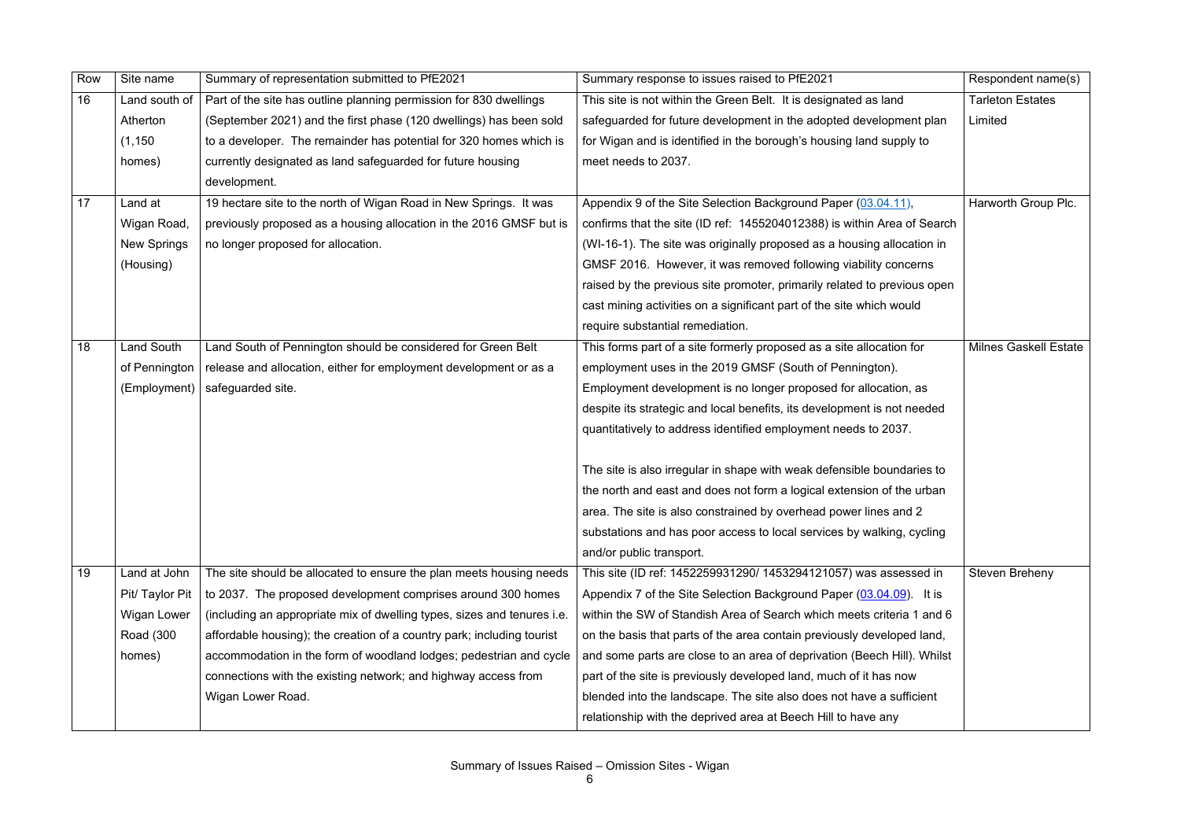| Row | Site name | Summary of representation submitted to PfE2021 | Summary response to issues raised to PfE2021 | Respondent name(s) |
|---|---|---|---|---|
| 16 | Land south of Atherton (1,150 homes) | Part of the site has outline planning permission for 830 dwellings (September 2021) and the first phase (120 dwellings) has been sold to a developer. The remainder has potential for 320 homes which is currently designated as land safeguarded for future housing development. | This site is not within the Green Belt. It is designated as land safeguarded for future development in the adopted development plan for Wigan and is identified in the borough's housing land supply to meet needs to 2037. | Tarleton Estates Limited |
| 17 | Land at Wigan Road, New Springs (Housing) | 19 hectare site to the north of Wigan Road in New Springs. It was previously proposed as a housing allocation in the 2016 GMSF but is no longer proposed for allocation. | Appendix 9 of the Site Selection Background Paper (03.04.11), confirms that the site (ID ref: 1455204012388) is within Area of Search (WI-16-1). The site was originally proposed as a housing allocation in GMSF 2016. However, it was removed following viability concerns raised by the previous site promoter, primarily related to previous open cast mining activities on a significant part of the site which would require substantial remediation. | Harworth Group Plc. |
| 18 | Land South of Pennington (Employment) | Land South of Pennington should be considered for Green Belt release and allocation, either for employment development or as a safeguarded site. | This forms part of a site formerly proposed as a site allocation for employment uses in the 2019 GMSF (South of Pennington). Employment development is no longer proposed for allocation, as despite its strategic and local benefits, its development is not needed quantitatively to address identified employment needs to 2037.<br><br>The site is also irregular in shape with weak defensible boundaries to the north and east and does not form a logical extension of the urban area. The site is also constrained by overhead power lines and 2 substations and has poor access to local services by walking, cycling and/or public transport. | Milnes Gaskell Estate |
| 19 | Land at John Pit/ Taylor Pit Wigan Lower Road (300 homes) | The site should be allocated to ensure the plan meets housing needs to 2037. The proposed development comprises around 300 homes (including an appropriate mix of dwelling types, sizes and tenures i.e. affordable housing); the creation of a country park; including tourist accommodation in the form of woodland lodges; pedestrian and cycle connections with the existing network; and highway access from Wigan Lower Road. | This site (ID ref: 1452259931290/ 1453294121057) was assessed in Appendix 7 of the Site Selection Background Paper (03.04.09). It is within the SW of Standish Area of Search which meets criteria 1 and 6 on the basis that parts of the area contain previously developed land, and some parts are close to an area of deprivation (Beech Hill). Whilst part of the site is previously developed land, much of it has now blended into the landscape. The site also does not have a sufficient relationship with the deprived area at Beech Hill to have any | Steven Breheny |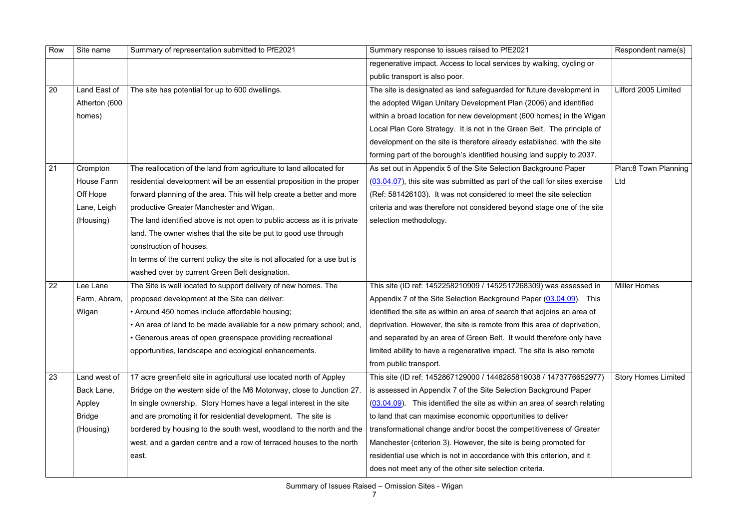| Row | Site name | Summary of representation submitted to PfE2021 | Summary response to issues raised to PfE2021 | Respondent name(s) |
|---|---|---|---|---|
| | | | regenerative impact. Access to local services by walking, cycling or public transport is also poor. | |
| 20 | Land East of Atherton (600 homes) | The site has potential for up to 600 dwellings. | The site is designated as land safeguarded for future development in the adopted Wigan Unitary Development Plan (2006) and identified within a broad location for new development (600 homes) in the Wigan Local Plan Core Strategy. It is not in the Green Belt. The principle of development on the site is therefore already established, with the site forming part of the borough's identified housing land supply to 2037. | Lilford 2005 Limited |
| 21 | Crompton House Farm Off Hope Lane, Leigh (Housing) | The reallocation of the land from agriculture to land allocated for residential development will be an essential proposition in the proper forward planning of the area. This will help create a better and more productive Greater Manchester and Wigan.<br>The land identified above is not open to public access as it is private land. The owner wishes that the site be put to good use through construction of houses.<br>In terms of the current policy the site is not allocated for a use but is washed over by current Green Belt designation. | As set out in Appendix 5 of the Site Selection Background Paper (03.04.07), this site was submitted as part of the call for sites exercise (Ref: 581426103). It was not considered to meet the site selection criteria and was therefore not considered beyond stage one of the site selection methodology. | Plan:8 Town Planning Ltd |
| 22 | Lee Lane Farm, Abram, Wigan | The Site is well located to support delivery of new homes. The proposed development at the Site can deliver:<br>• Around 450 homes include affordable housing;<br>• An area of land to be made available for a new primary school; and,<br>• Generous areas of open greenspace providing recreational opportunities, landscape and ecological enhancements. | This site (ID ref: 1452258210909 / 1452517268309) was assessed in Appendix 7 of the Site Selection Background Paper (03.04.09). This identified the site as within an area of search that adjoins an area of deprivation. However, the site is remote from this area of deprivation, and separated by an area of Green Belt. It would therefore only have limited ability to have a regenerative impact. The site is also remote from public transport. | Miller Homes |
| 23 | Land west of Back Lane, Appley Bridge (Housing) | 17 acre greenfield site in agricultural use located north of Appley Bridge on the western side of the M6 Motorway, close to Junction 27. In single ownership. Story Homes have a legal interest in the site and are promoting it for residential development. The site is bordered by housing to the south west, woodland to the north and the west, and a garden centre and a row of terraced houses to the north east. | This site (ID ref: 1452867129000 / 1448285819038 / 1473776652977) is assessed in Appendix 7 of the Site Selection Background Paper (03.04.09). This identified the site as within an area of search relating to land that can maximise economic opportunities to deliver transformational change and/or boost the competitiveness of Greater Manchester (criterion 3). However, the site is being promoted for residential use which is not in accordance with this criterion, and it does not meet any of the other site selection criteria. | Story Homes Limited |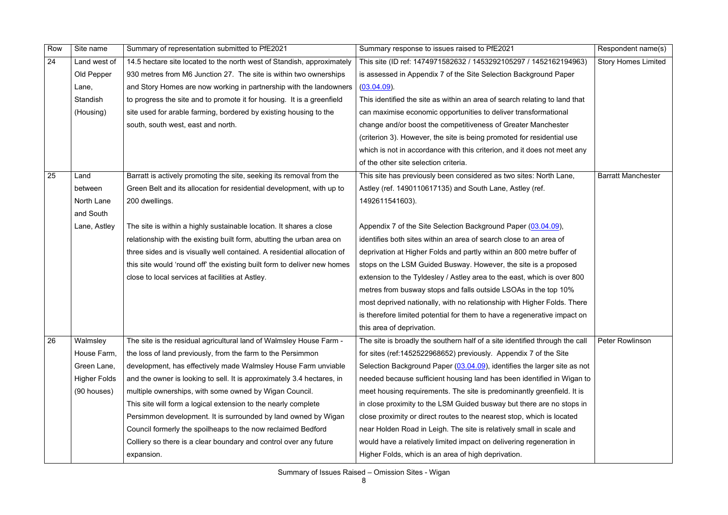| Row | Site name | Summary of representation submitted to PfE2021 | Summary response to issues raised to PfE2021 | Respondent name(s) |
|---|---|---|---|---|
| 24 | Land west of Old Pepper Lane, Standish (Housing) | 14.5 hectare site located to the north west of Standish, approximately 930 metres from M6 Junction 27. The site is within two ownerships and Story Homes are now working in partnership with the landowners to progress the site and to promote it for housing. It is a greenfield site used for arable farming, bordered by existing housing to the south, south west, east and north. | This site (ID ref: 1474971582632 / 1453292105297 / 1452162194963) is assessed in Appendix 7 of the Site Selection Background Paper (03.04.09). This identified the site as within an area of search relating to land that can maximise economic opportunities to deliver transformational change and/or boost the competitiveness of Greater Manchester (criterion 3). However, the site is being promoted for residential use which is not in accordance with this criterion, and it does not meet any of the other site selection criteria. | Story Homes Limited |
| 25 | Land between North Lane and South Lane, Astley | Barratt is actively promoting the site, seeking its removal from the Green Belt and its allocation for residential development, with up to 200 dwellings.<br><br>The site is within a highly sustainable location. It shares a close relationship with the existing built form, abutting the urban area on three sides and is visually well contained. A residential allocation of this site would 'round off' the existing built form to deliver new homes close to local services at facilities at Astley. | This site has previously been considered as two sites: North Lane, Astley (ref. 1490110617135) and South Lane, Astley (ref. 1492611541603).<br><br>Appendix 7 of the Site Selection Background Paper (03.04.09), identifies both sites within an area of search close to an area of deprivation at Higher Folds and partly within an 800 metre buffer of stops on the LSM Guided Busway. However, the site is a proposed extension to the Tyldesley / Astley area to the east, which is over 800 metres from busway stops and falls outside LSOAs in the top 10% most deprived nationally, with no relationship with Higher Folds. There is therefore limited potential for them to have a regenerative impact on this area of deprivation. | Barratt Manchester |
| 26 | Walmsley House Farm, Green Lane, Higher Folds (90 houses) | The site is the residual agricultural land of Walmsley House Farm - the loss of land previously, from the farm to the Persimmon development, has effectively made Walmsley House Farm unviable and the owner is looking to sell. It is approximately 3.4 hectares, in multiple ownerships, with some owned by Wigan Council.<br>This site will form a logical extension to the nearly complete Persimmon development. It is surrounded by land owned by Wigan Council formerly the spoilheaps to the now reclaimed Bedford Colliery so there is a clear boundary and control over any future expansion. | The site is broadly the southern half of a site identified through the call for sites (ref:1452522968652) previously. Appendix 7 of the Site Selection Background Paper (03.04.09), identifies the larger site as not needed because sufficient housing land has been identified in Wigan to meet housing requirements. The site is predominantly greenfield. It is in close proximity to the LSM Guided busway but there are no stops in close proximity or direct routes to the nearest stop, which is located near Holden Road in Leigh. The site is relatively small in scale and would have a relatively limited impact on delivering regeneration in Higher Folds, which is an area of high deprivation. | Peter Rowlinson |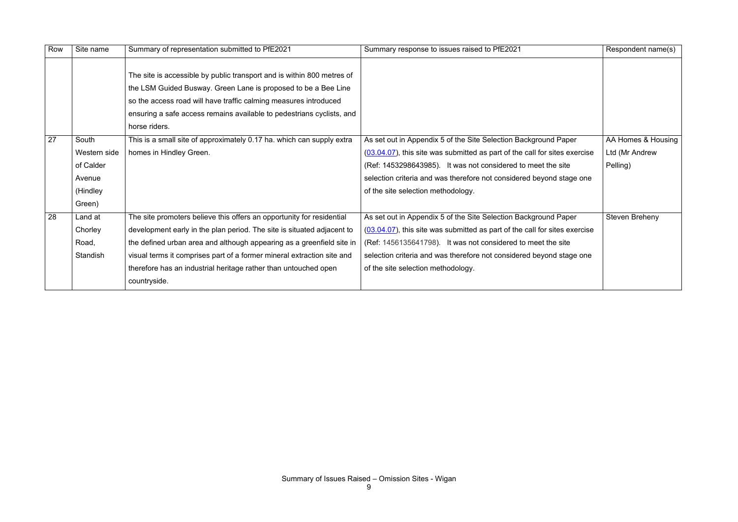| Row | Site name | Summary of representation submitted to PfE2021 | Summary response to issues raised to PfE2021 | Respondent name(s) |
|---|---|---|---|---|
| | | The site is accessible by public transport and is within 800 metres of the LSM Guided Busway. Green Lane is proposed to be a Bee Line so the access road will have traffic calming measures introduced ensuring a safe access remains available to pedestrians cyclists, and horse riders. | | |
| 27 | South Western side of Calder Avenue (Hindley Green) | This is a small site of approximately 0.17 ha. which can supply extra homes in Hindley Green. | As set out in Appendix 5 of the Site Selection Background Paper (03.04.07), this site was submitted as part of the call for sites exercise (Ref: 1453298643985). It was not considered to meet the site selection criteria and was therefore not considered beyond stage one of the site selection methodology. | AA Homes & Housing Ltd (Mr Andrew Pelling) |
| 28 | Land at Chorley Road, Standish | The site promoters believe this offers an opportunity for residential development early in the plan period. The site is situated adjacent to the defined urban area and although appearing as a greenfield site in visual terms it comprises part of a former mineral extraction site and therefore has an industrial heritage rather than untouched open countryside. | As set out in Appendix 5 of the Site Selection Background Paper (03.04.07), this site was submitted as part of the call for sites exercise (Ref: 1456135641798). It was not considered to meet the site selection criteria and was therefore not considered beyond stage one of the site selection methodology. | Steven Breheny |